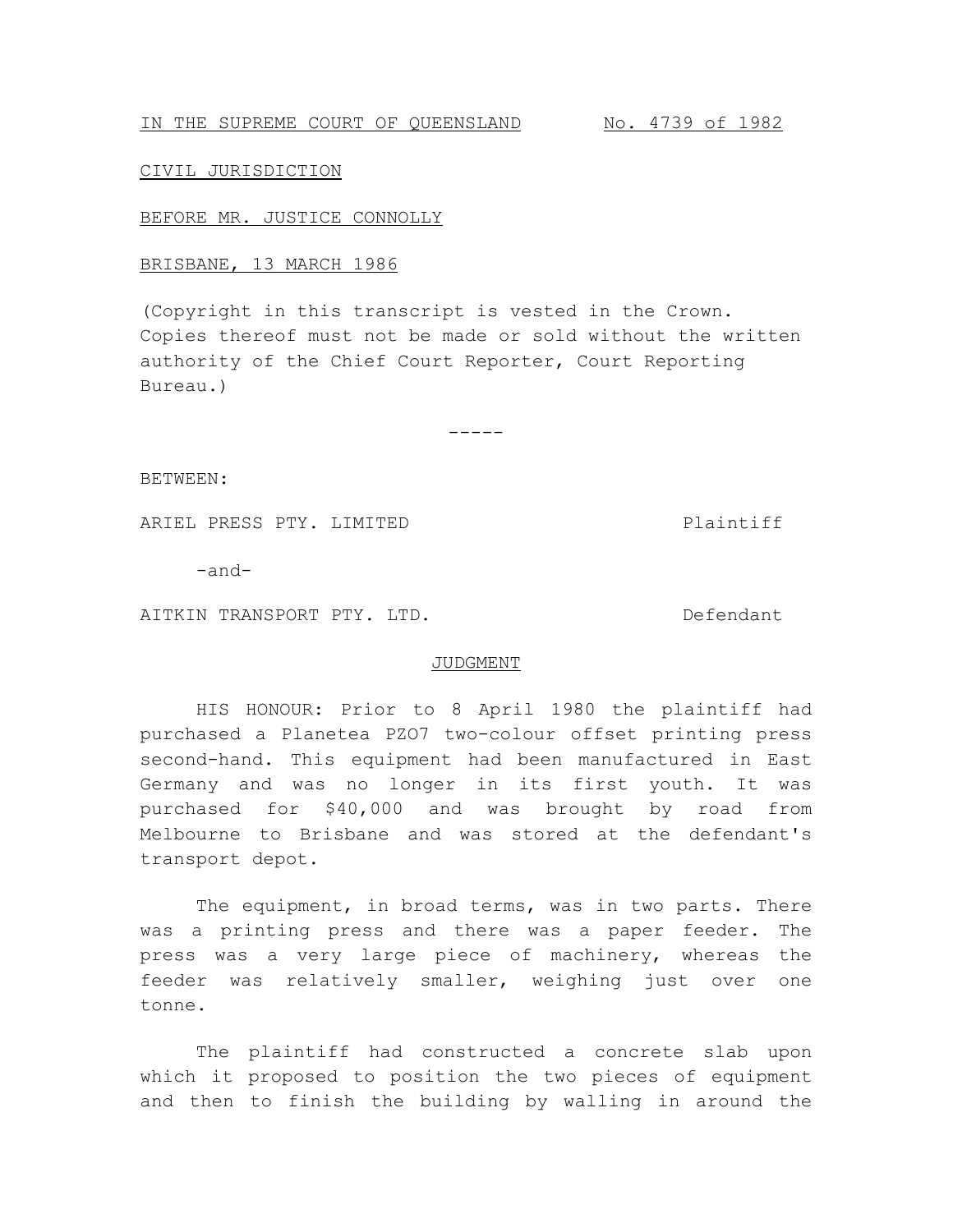IN THE SUPREME COURT OF QUEENSLAND No. 4739 of 1982

CIVIL JURISDICTION

BEFORE MR. JUSTICE CONNOLLY

BRISBANE, 13 MARCH 1986

(Copyright in this transcript is vested in the Crown. Copies thereof must not be made or sold without the written authority of the Chief Court Reporter, Court Reporting Bureau.)

-----

BETWEEN:

ARIEL PRESS PTY. LIMITED Plaintiff

-and-

AITKIN TRANSPORT PTY. LTD. Defendant

## JUDGMENT

HIS HONOUR: Prior to 8 April 1980 the plaintiff had purchased a Planetea PZO7 two-colour offset printing press second-hand. This equipment had been manufactured in East Germany and was no longer in its first youth. It was purchased for $40,000 and was brought by road from Melbourne to Brisbane and was stored at the defendant's transport depot.

The equipment, in broad terms, was in two parts. There was a printing press and there was a paper feeder. The press was a very large piece of machinery, whereas the feeder was relatively smaller, weighing just over one tonne.

The plaintiff had constructed a concrete slab upon which it proposed to position the two pieces of equipment and then to finish the building by walling in around the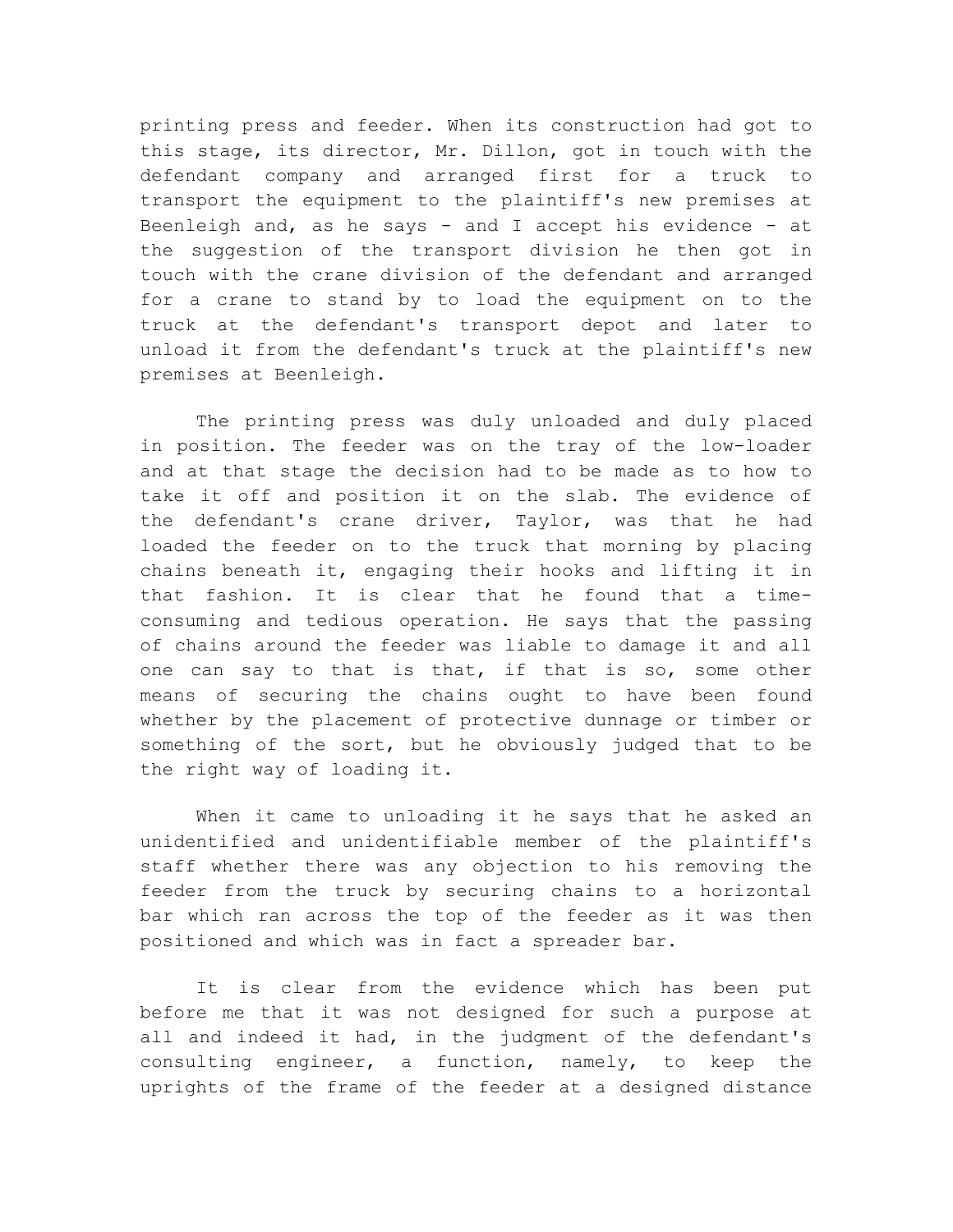printing press and feeder. When its construction had got to this stage, its director, Mr. Dillon, got in touch with the defendant company and arranged first for a truck to transport the equipment to the plaintiff's new premises at Beenleigh and, as he says - and I accept his evidence - at the suggestion of the transport division he then got in touch with the crane division of the defendant and arranged for a crane to stand by to load the equipment on to the truck at the defendant's transport depot and later to unload it from the defendant's truck at the plaintiff's new premises at Beenleigh.

The printing press was duly unloaded and duly placed in position. The feeder was on the tray of the low-loader and at that stage the decision had to be made as to how to take it off and position it on the slab. The evidence of the defendant's crane driver, Taylor, was that he had loaded the feeder on to the truck that morning by placing chains beneath it, engaging their hooks and lifting it in that fashion. It is clear that he found that a time-consuming and tedious operation. He says that the passing of chains around the feeder was liable to damage it and all one can say to that is that, if that is so, some other means of securing the chains ought to have been found whether by the placement of protective dunnage or timber or something of the sort, but he obviously judged that to be the right way of loading it.

When it came to unloading it he says that he asked an unidentified and unidentifiable member of the plaintiff's staff whether there was any objection to his removing the feeder from the truck by securing chains to a horizontal bar which ran across the top of the feeder as it was then positioned and which was in fact a spreader bar.

It is clear from the evidence which has been put before me that it was not designed for such a purpose at all and indeed it had, in the judgment of the defendant's consulting engineer, a function, namely, to keep the uprights of the frame of the feeder at a designed distance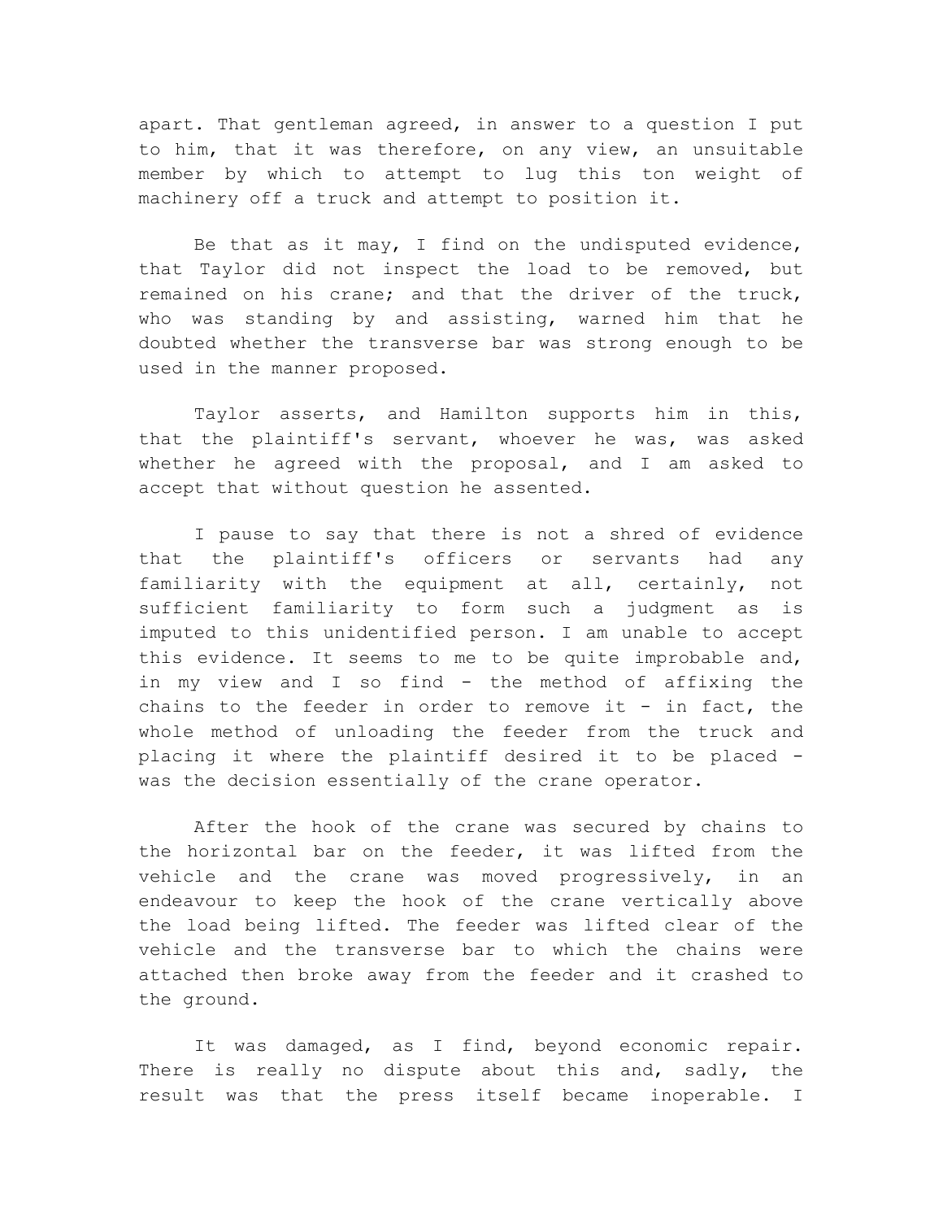apart. That gentleman agreed, in answer to a question I put to him, that it was therefore, on any view, an unsuitable member by which to attempt to lug this ton weight of machinery off a truck and attempt to position it.

Be that as it may, I find on the undisputed evidence, that Taylor did not inspect the load to be removed, but remained on his crane; and that the driver of the truck, who was standing by and assisting, warned him that he doubted whether the transverse bar was strong enough to be used in the manner proposed.

Taylor asserts, and Hamilton supports him in this, that the plaintiff's servant, whoever he was, was asked whether he agreed with the proposal, and I am asked to accept that without question he assented.

I pause to say that there is not a shred of evidence that the plaintiff's officers or servants had any familiarity with the equipment at all, certainly, not sufficient familiarity to form such a judgment as is imputed to this unidentified person. I am unable to accept this evidence. It seems to me to be quite improbable and, in my view and I so find - the method of affixing the chains to the feeder in order to remove it - in fact, the whole method of unloading the feeder from the truck and placing it where the plaintiff desired it to be placed - was the decision essentially of the crane operator.

After the hook of the crane was secured by chains to the horizontal bar on the feeder, it was lifted from the vehicle and the crane was moved progressively, in an endeavour to keep the hook of the crane vertically above the load being lifted. The feeder was lifted clear of the vehicle and the transverse bar to which the chains were attached then broke away from the feeder and it crashed to the ground.

It was damaged, as I find, beyond economic repair. There is really no dispute about this and, sadly, the result was that the press itself became inoperable. I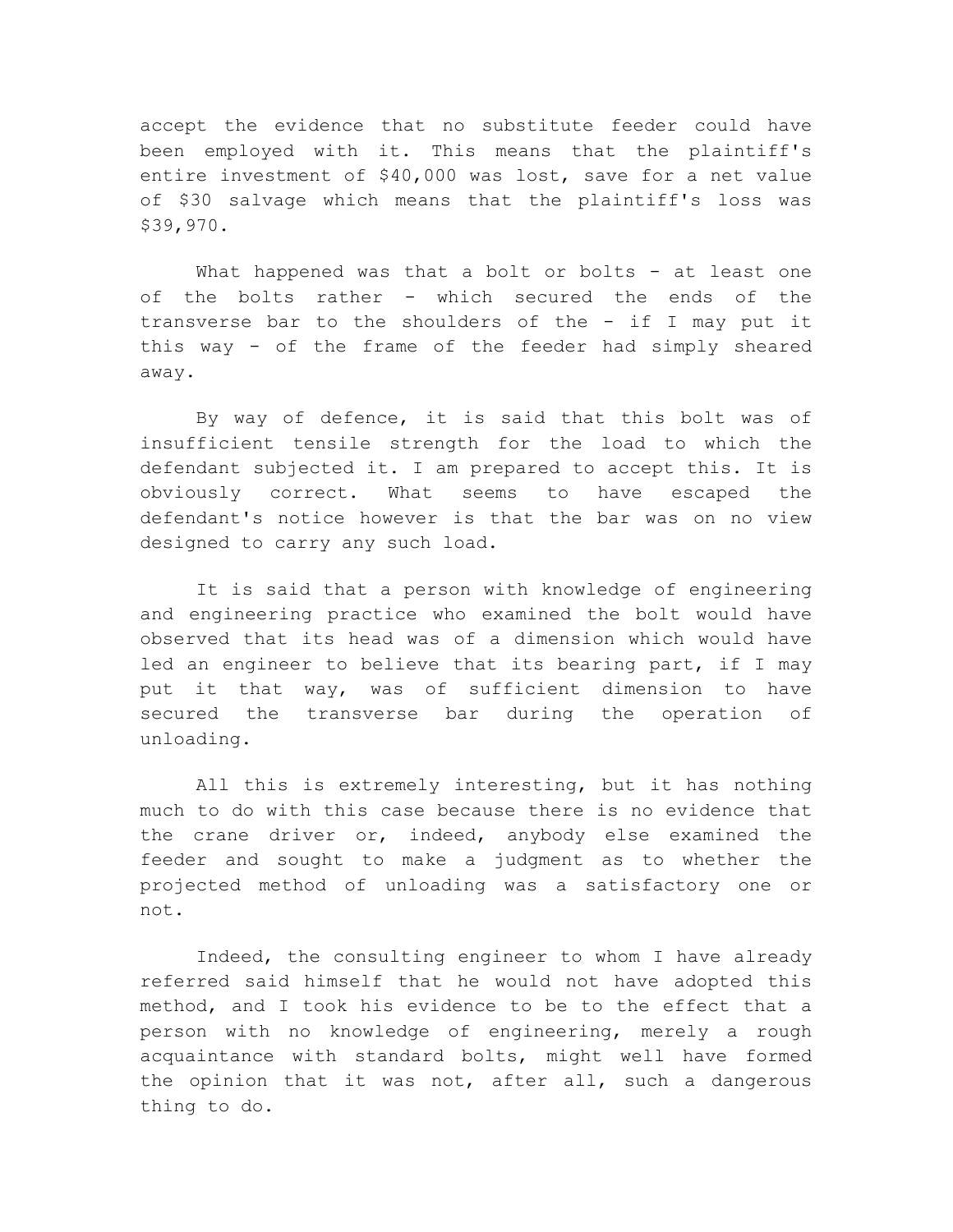accept the evidence that no substitute feeder could have been employed with it. This means that the plaintiff's entire investment of $40,000 was lost, save for a net value of $30 salvage which means that the plaintiff's loss was $39,970.

What happened was that a bolt or bolts - at least one of the bolts rather - which secured the ends of the transverse bar to the shoulders of the - if I may put it this way - of the frame of the feeder had simply sheared away.

By way of defence, it is said that this bolt was of insufficient tensile strength for the load to which the defendant subjected it. I am prepared to accept this. It is obviously correct. What seems to have escaped the defendant's notice however is that the bar was on no view designed to carry any such load.

It is said that a person with knowledge of engineering and engineering practice who examined the bolt would have observed that its head was of a dimension which would have led an engineer to believe that its bearing part, if I may put it that way, was of sufficient dimension to have secured the transverse bar during the operation of unloading.

All this is extremely interesting, but it has nothing much to do with this case because there is no evidence that the crane driver or, indeed, anybody else examined the feeder and sought to make a judgment as to whether the projected method of unloading was a satisfactory one or not.

Indeed, the consulting engineer to whom I have already referred said himself that he would not have adopted this method, and I took his evidence to be to the effect that a person with no knowledge of engineering, merely a rough acquaintance with standard bolts, might well have formed the opinion that it was not, after all, such a dangerous thing to do.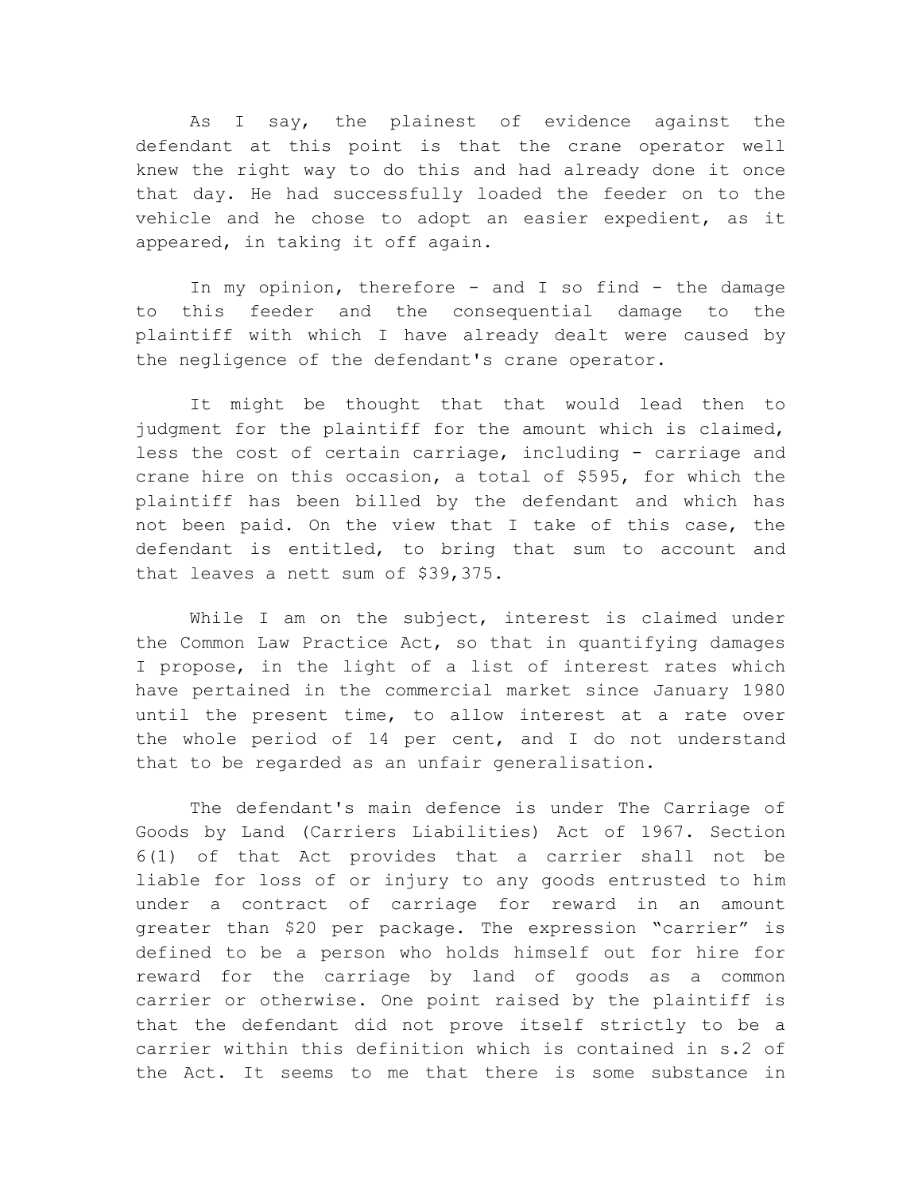As I say, the plainest of evidence against the defendant at this point is that the crane operator well knew the right way to do this and had already done it once that day. He had successfully loaded the feeder on to the vehicle and he chose to adopt an easier expedient, as it appeared, in taking it off again.

In my opinion, therefore - and I so find - the damage to this feeder and the consequential damage to the plaintiff with which I have already dealt were caused by the negligence of the defendant's crane operator.

It might be thought that that would lead then to judgment for the plaintiff for the amount which is claimed, less the cost of certain carriage, including - carriage and crane hire on this occasion, a total of $595, for which the plaintiff has been billed by the defendant and which has not been paid. On the view that I take of this case, the defendant is entitled, to bring that sum to account and that leaves a nett sum of $39,375.

While I am on the subject, interest is claimed under the Common Law Practice Act, so that in quantifying damages I propose, in the light of a list of interest rates which have pertained in the commercial market since January 1980 until the present time, to allow interest at a rate over the whole period of 14 per cent, and I do not understand that to be regarded as an unfair generalisation.

The defendant's main defence is under The Carriage of Goods by Land (Carriers Liabilities) Act of 1967. Section 6(1) of that Act provides that a carrier shall not be liable for loss of or injury to any goods entrusted to him under a contract of carriage for reward in an amount greater than $20 per package. The expression "carrier" is defined to be a person who holds himself out for hire for reward for the carriage by land of goods as a common carrier or otherwise. One point raised by the plaintiff is that the defendant did not prove itself strictly to be a carrier within this definition which is contained in s.2 of the Act. It seems to me that there is some substance in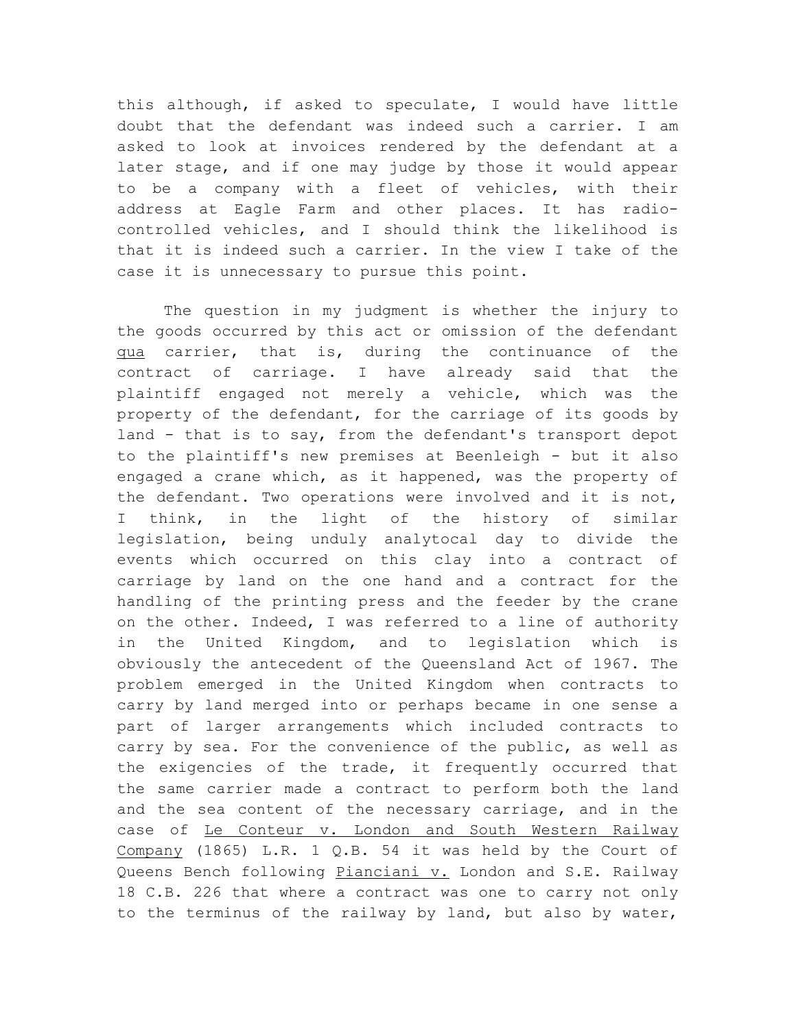this although, if asked to speculate, I would have little doubt that the defendant was indeed such a carrier. I am asked to look at invoices rendered by the defendant at a later stage, and if one may judge by those it would appear to be a company with a fleet of vehicles, with their address at Eagle Farm and other places. It has radio-controlled vehicles, and I should think the likelihood is that it is indeed such a carrier. In the view I take of the case it is unnecessary to pursue this point.

The question in my judgment is whether the injury to the goods occurred by this act or omission of the defendant qua carrier, that is, during the continuance of the contract of carriage. I have already said that the plaintiff engaged not merely a vehicle, which was the property of the defendant, for the carriage of its goods by land - that is to say, from the defendant's transport depot to the plaintiff's new premises at Beenleigh - but it also engaged a crane which, as it happened, was the property of the defendant. Two operations were involved and it is not, I think, in the light of the history of similar legislation, being unduly analytocal day to divide the events which occurred on this clay into a contract of carriage by land on the one hand and a contract for the handling of the printing press and the feeder by the crane on the other. Indeed, I was referred to a line of authority in the United Kingdom, and to legislation which is obviously the antecedent of the Queensland Act of 1967. The problem emerged in the United Kingdom when contracts to carry by land merged into or perhaps became in one sense a part of larger arrangements which included contracts to carry by sea. For the convenience of the public, as well as the exigencies of the trade, it frequently occurred that the same carrier made a contract to perform both the land and the sea content of the necessary carriage, and in the case of Le Conteur v. London and South Western Railway Company (1865) L.R. 1 Q.B. 54 it was held by the Court of Queens Bench following Pianciani v. London and S.E. Railway 18 C.B. 226 that where a contract was one to carry not only to the terminus of the railway by land, but also by water,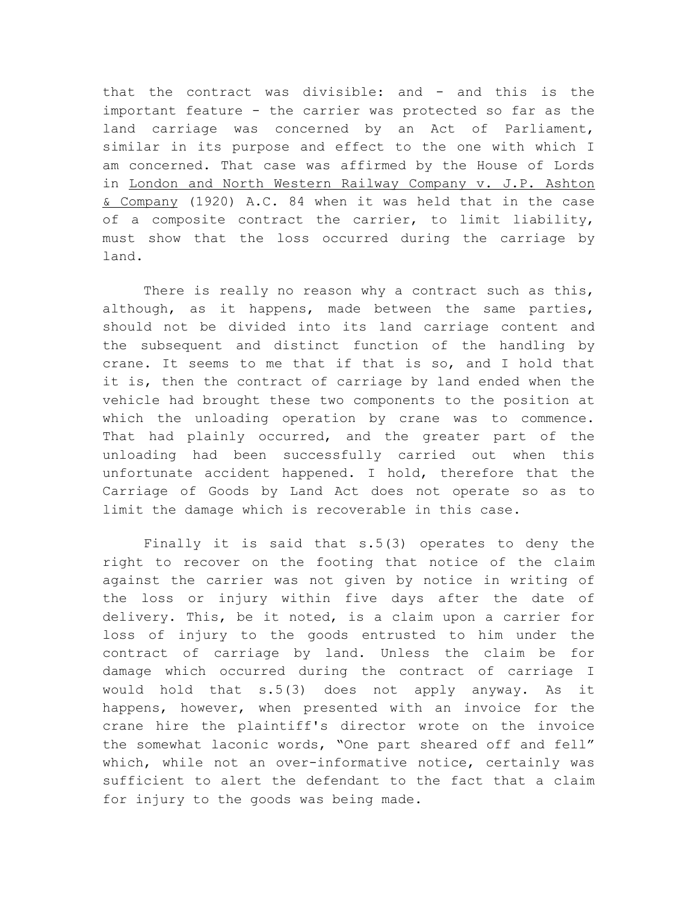that the contract was divisible: and - and this is the important feature - the carrier was protected so far as the land carriage was concerned by an Act of Parliament, similar in its purpose and effect to the one with which I am concerned. That case was affirmed by the House of Lords in London and North Western Railway Company v. J.P. Ashton & Company (1920) A.C. 84 when it was held that in the case of a composite contract the carrier, to limit liability, must show that the loss occurred during the carriage by land.

There is really no reason why a contract such as this, although, as it happens, made between the same parties, should not be divided into its land carriage content and the subsequent and distinct function of the handling by crane. It seems to me that if that is so, and I hold that it is, then the contract of carriage by land ended when the vehicle had brought these two components to the position at which the unloading operation by crane was to commence. That had plainly occurred, and the greater part of the unloading had been successfully carried out when this unfortunate accident happened. I hold, therefore that the Carriage of Goods by Land Act does not operate so as to limit the damage which is recoverable in this case.

Finally it is said that s.5(3) operates to deny the right to recover on the footing that notice of the claim against the carrier was not given by notice in writing of the loss or injury within five days after the date of delivery. This, be it noted, is a claim upon a carrier for loss of injury to the goods entrusted to him under the contract of carriage by land. Unless the claim be for damage which occurred during the contract of carriage I would hold that s.5(3) does not apply anyway. As it happens, however, when presented with an invoice for the crane hire the plaintiff's director wrote on the invoice the somewhat laconic words, "One part sheared off and fell" which, while not an over-informative notice, certainly was sufficient to alert the defendant to the fact that a claim for injury to the goods was being made.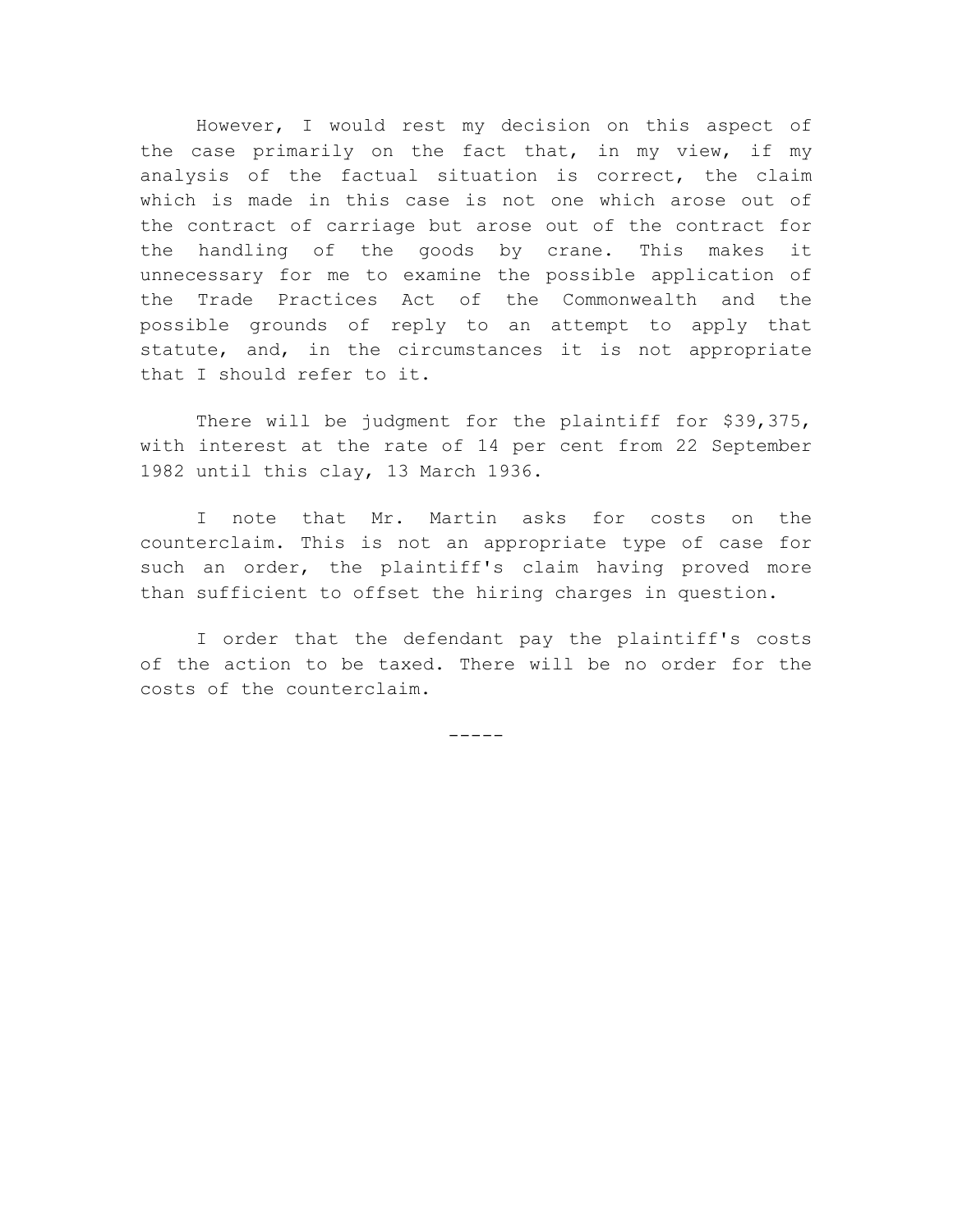However, I would rest my decision on this aspect of the case primarily on the fact that, in my view, if my analysis of the factual situation is correct, the claim which is made in this case is not one which arose out of the contract of carriage but arose out of the contract for the handling of the goods by crane. This makes it unnecessary for me to examine the possible application of the Trade Practices Act of the Commonwealth and the possible grounds of reply to an attempt to apply that statute, and, in the circumstances it is not appropriate that I should refer to it.

There will be judgment for the plaintiff for $39,375, with interest at the rate of 14 per cent from 22 September 1982 until this clay, 13 March 1936.

I note that Mr. Martin asks for costs on the counterclaim. This is not an appropriate type of case for such an order, the plaintiff's claim having proved more than sufficient to offset the hiring charges in question.

I order that the defendant pay the plaintiff's costs of the action to be taxed. There will be no order for the costs of the counterclaim.

-----